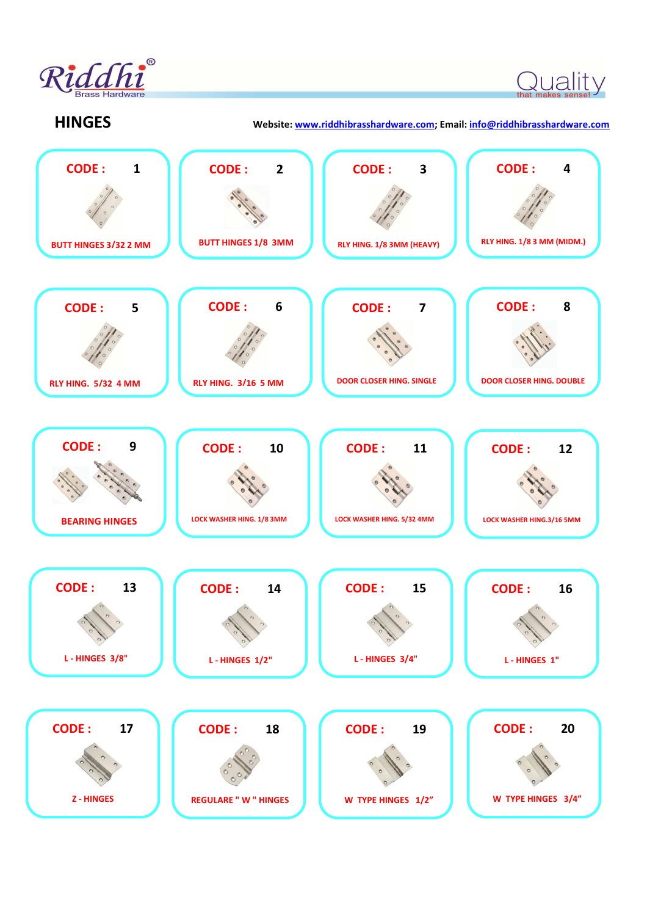Riddhi®
Brass Hardware

Quality
that makes sense!

## HINGES

Website: www.riddhibrasshardware.com; Email: info@riddhibrasshardware.com

| CODE | Description |
|---|---|
| 1 | BUTT HINGES 3/32 2 MM |
| 2 | BUTT HINGES 1/8 3MM |
| 3 | RLY HING. 1/8 3MM (HEAVY) |
| 4 | RLY HING. 1/8 3 MM (MIDM.) |
| 5 | RLY HING. 5/32 4 MM |
| 6 | RLY HING. 3/16 5 MM |
| 7 | DOOR CLOSER HING. SINGLE |
| 8 | DOOR CLOSER HING. DOUBLE |
| 9 | BEARING HINGES |
| 10 | LOCK WASHER HING. 1/8 3MM |
| 11 | LOCK WASHER HING. 5/32 4MM |
| 12 | LOCK WASHER HING.3/16 5MM |
| 13 | L - HINGES 3/8" |
| 14 | L - HINGES 1/2" |
| 15 | L - HINGES 3/4" |
| 16 | L - HINGES 1" |
| 17 | Z - HINGES |
| 18 | REGULARE " W " HINGES |
| 19 | W TYPE HINGES 1/2" |
| 20 | W TYPE HINGES 3/4" |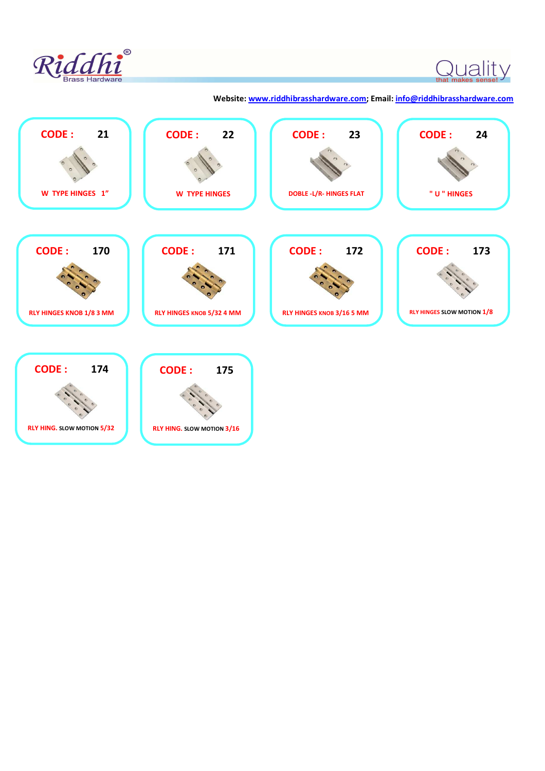Riddhi®
Brass Hardware

Quality
that makes sense!

Website: www.riddhibrasshardware.com; Email: info@riddhibrasshardware.com

**CODE : 21**
W TYPE HINGES 1"

**CODE : 22**
W TYPE HINGES

**CODE : 23**
DOBLE -L/R- HINGES FLAT

**CODE : 24**
" U " HINGES

**CODE : 170**
RLY HINGES KNOB 1/8 3 MM

**CODE : 171**
RLY HINGES KNOB 5/32 4 MM

**CODE : 172**
RLY HINGES KNOB 3/16 5 MM

**CODE : 173**
RLY HINGES SLOW MOTION 1/8

**CODE : 174**
RLY HING. SLOW MOTION 5/32

**CODE : 175**
RLY HING. SLOW MOTION 3/16